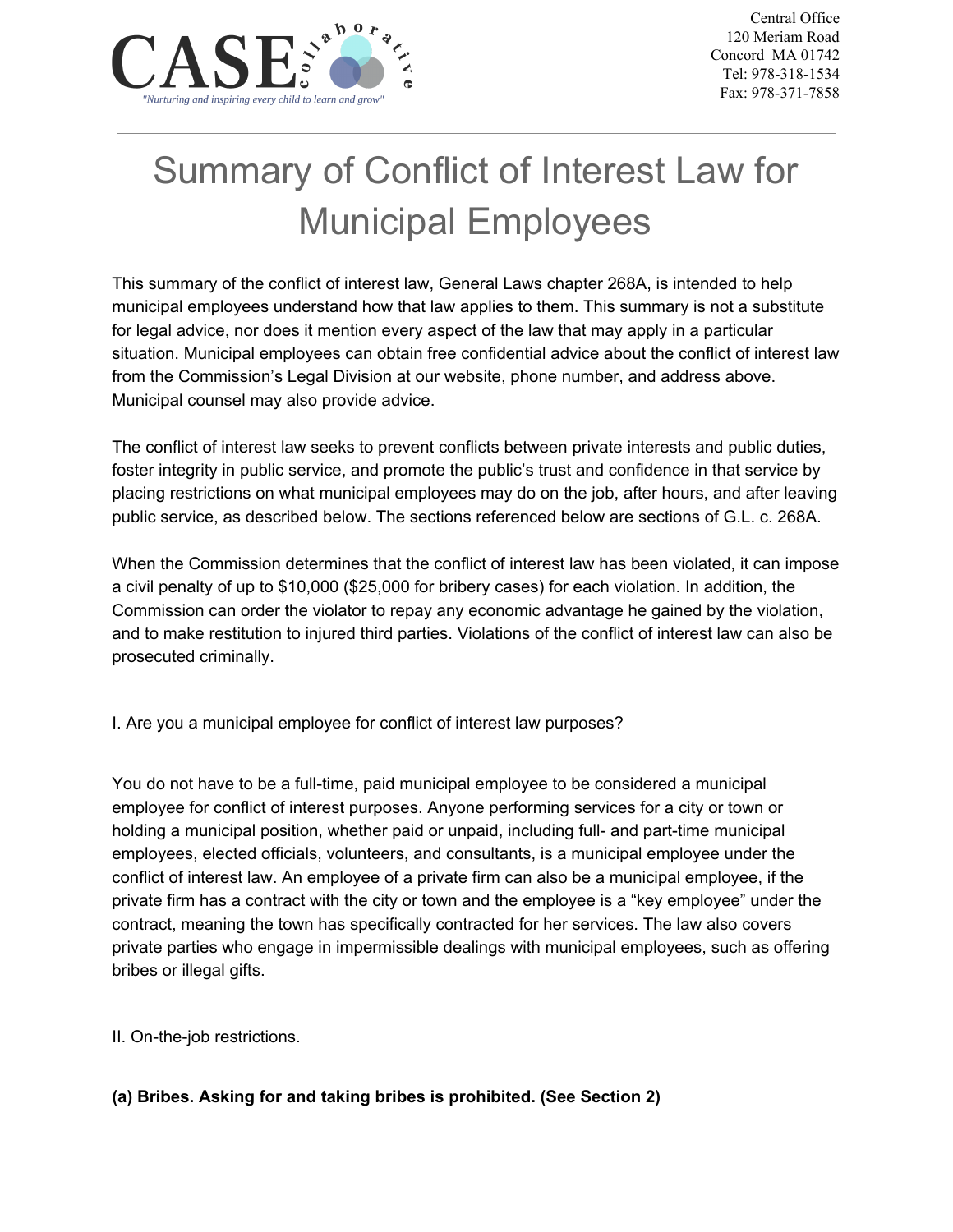CASE collaborative

*"Nurturing and inspiring every child to learn and grow"*

Central Office
120 Meriam Road
Concord MA 01742
Tel: 978-318-1534
Fax: 978-371-7858

# Summary of Conflict of Interest Law for Municipal Employees

This summary of the conflict of interest law, General Laws chapter 268A, is intended to help municipal employees understand how that law applies to them. This summary is not a substitute for legal advice, nor does it mention every aspect of the law that may apply in a particular situation. Municipal employees can obtain free confidential advice about the conflict of interest law from the Commission's Legal Division at our website, phone number, and address above. Municipal counsel may also provide advice.

The conflict of interest law seeks to prevent conflicts between private interests and public duties, foster integrity in public service, and promote the public's trust and confidence in that service by placing restrictions on what municipal employees may do on the job, after hours, and after leaving public service, as described below. The sections referenced below are sections of G.L. c. 268A.

When the Commission determines that the conflict of interest law has been violated, it can impose a civil penalty of up to $10,000 ($25,000 for bribery cases) for each violation. In addition, the Commission can order the violator to repay any economic advantage he gained by the violation, and to make restitution to injured third parties. Violations of the conflict of interest law can also be prosecuted criminally.

## I. Are you a municipal employee for conflict of interest law purposes?

You do not have to be a full-time, paid municipal employee to be considered a municipal employee for conflict of interest purposes. Anyone performing services for a city or town or holding a municipal position, whether paid or unpaid, including full- and part-time municipal employees, elected officials, volunteers, and consultants, is a municipal employee under the conflict of interest law. An employee of a private firm can also be a municipal employee, if the private firm has a contract with the city or town and the employee is a "key employee" under the contract, meaning the town has specifically contracted for her services. The law also covers private parties who engage in impermissible dealings with municipal employees, such as offering bribes or illegal gifts.

## II. On-the-job restrictions.

**(a) Bribes. Asking for and taking bribes is prohibited. (See Section 2)**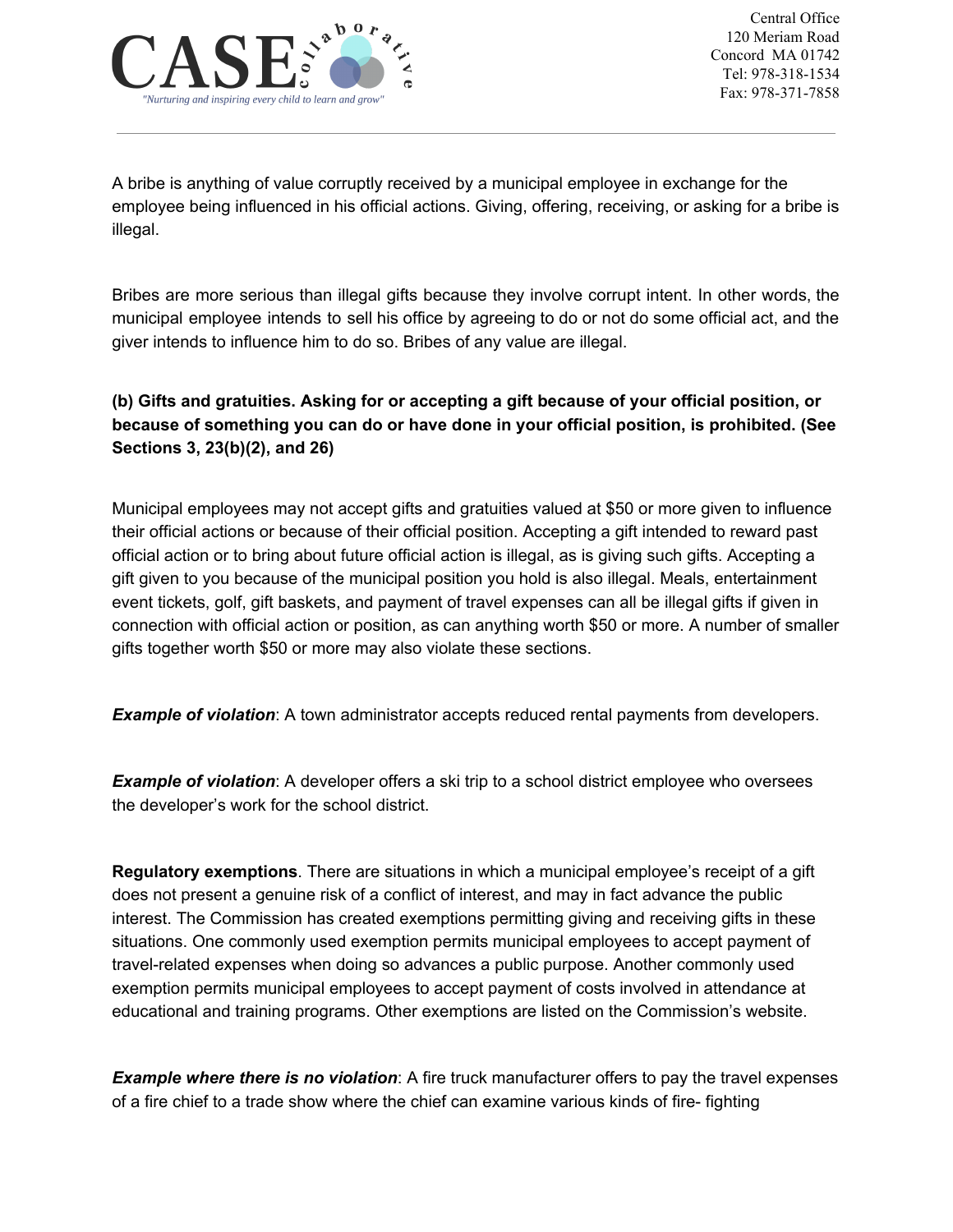A bribe is anything of value corruptly received by a municipal employee in exchange for the employee being influenced in his official actions. Giving, offering, receiving, or asking for a bribe is illegal.

Bribes are more serious than illegal gifts because they involve corrupt intent. In other words, the municipal employee intends to sell his office by agreeing to do or not do some official act, and the giver intends to influence him to do so. Bribes of any value are illegal.

**(b) Gifts and gratuities. Asking for or accepting a gift because of your official position, or because of something you can do or have done in your official position, is prohibited. (See Sections 3, 23(b)(2), and 26)**

Municipal employees may not accept gifts and gratuities valued at $50 or more given to influence their official actions or because of their official position. Accepting a gift intended to reward past official action or to bring about future official action is illegal, as is giving such gifts. Accepting a gift given to you because of the municipal position you hold is also illegal. Meals, entertainment event tickets, golf, gift baskets, and payment of travel expenses can all be illegal gifts if given in connection with official action or position, as can anything worth $50 or more. A number of smaller gifts together worth $50 or more may also violate these sections.

***Example of violation***: A town administrator accepts reduced rental payments from developers.

***Example of violation***: A developer offers a ski trip to a school district employee who oversees the developer's work for the school district.

**Regulatory exemptions**. There are situations in which a municipal employee's receipt of a gift does not present a genuine risk of a conflict of interest, and may in fact advance the public interest. The Commission has created exemptions permitting giving and receiving gifts in these situations. One commonly used exemption permits municipal employees to accept payment of travel-related expenses when doing so advances a public purpose. Another commonly used exemption permits municipal employees to accept payment of costs involved in attendance at educational and training programs. Other exemptions are listed on the Commission's website.

***Example where there is no violation***: A fire truck manufacturer offers to pay the travel expenses of a fire chief to a trade show where the chief can examine various kinds of fire- fighting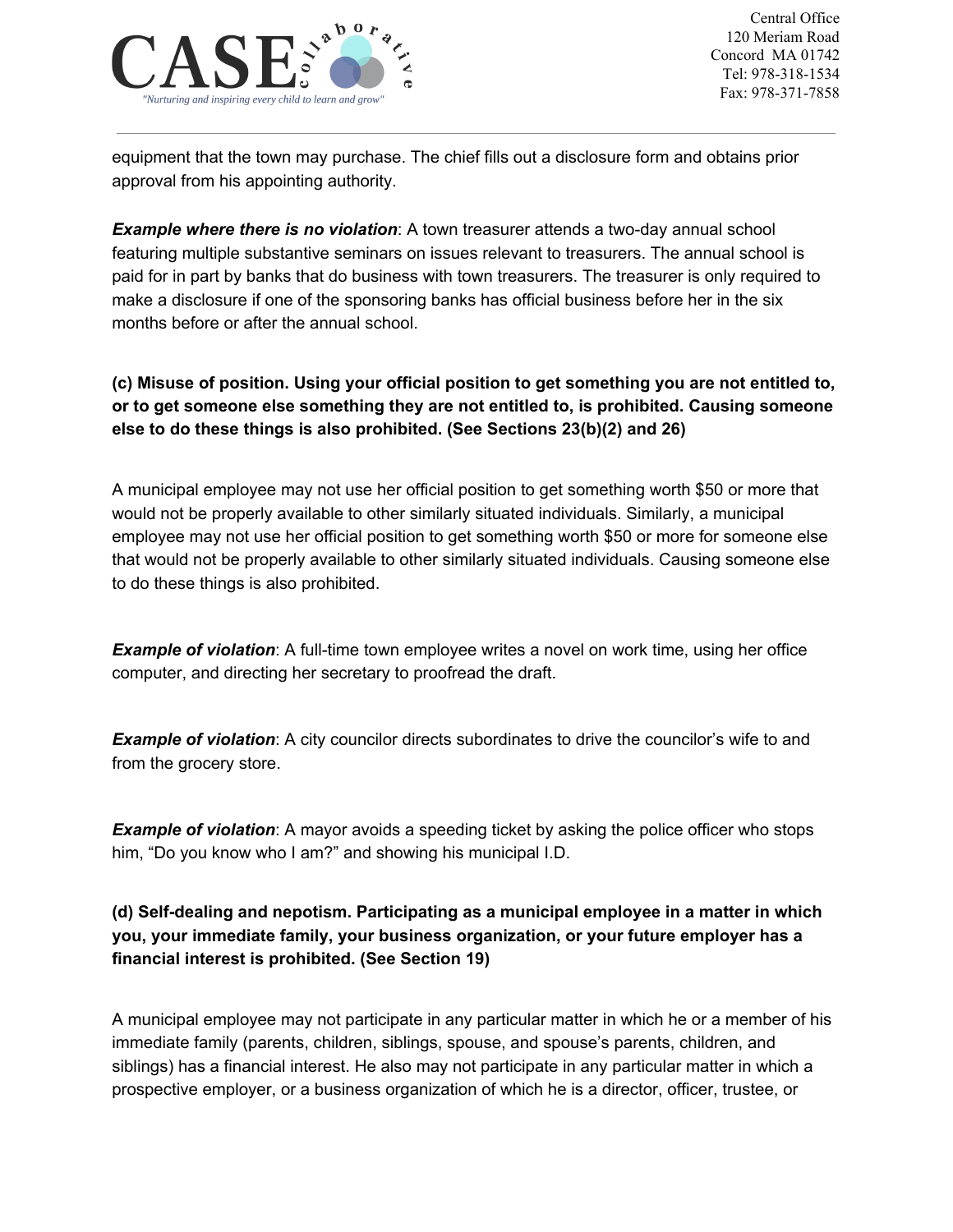equipment that the town may purchase. The chief fills out a disclosure form and obtains prior approval from his appointing authority.

***Example where there is no violation***: A town treasurer attends a two-day annual school featuring multiple substantive seminars on issues relevant to treasurers. The annual school is paid for in part by banks that do business with town treasurers. The treasurer is only required to make a disclosure if one of the sponsoring banks has official business before her in the six months before or after the annual school.

**(c) Misuse of position. Using your official position to get something you are not entitled to, or to get someone else something they are not entitled to, is prohibited. Causing someone else to do these things is also prohibited. (See Sections 23(b)(2) and 26)**

A municipal employee may not use her official position to get something worth $50 or more that would not be properly available to other similarly situated individuals. Similarly, a municipal employee may not use her official position to get something worth $50 or more for someone else that would not be properly available to other similarly situated individuals. Causing someone else to do these things is also prohibited.

***Example of violation***: A full-time town employee writes a novel on work time, using her office computer, and directing her secretary to proofread the draft.

***Example of violation***: A city councilor directs subordinates to drive the councilor's wife to and from the grocery store.

***Example of violation***: A mayor avoids a speeding ticket by asking the police officer who stops him, "Do you know who I am?" and showing his municipal I.D.

**(d) Self-dealing and nepotism. Participating as a municipal employee in a matter in which you, your immediate family, your business organization, or your future employer has a financial interest is prohibited. (See Section 19)**

A municipal employee may not participate in any particular matter in which he or a member of his immediate family (parents, children, siblings, spouse, and spouse's parents, children, and siblings) has a financial interest. He also may not participate in any particular matter in which a prospective employer, or a business organization of which he is a director, officer, trustee, or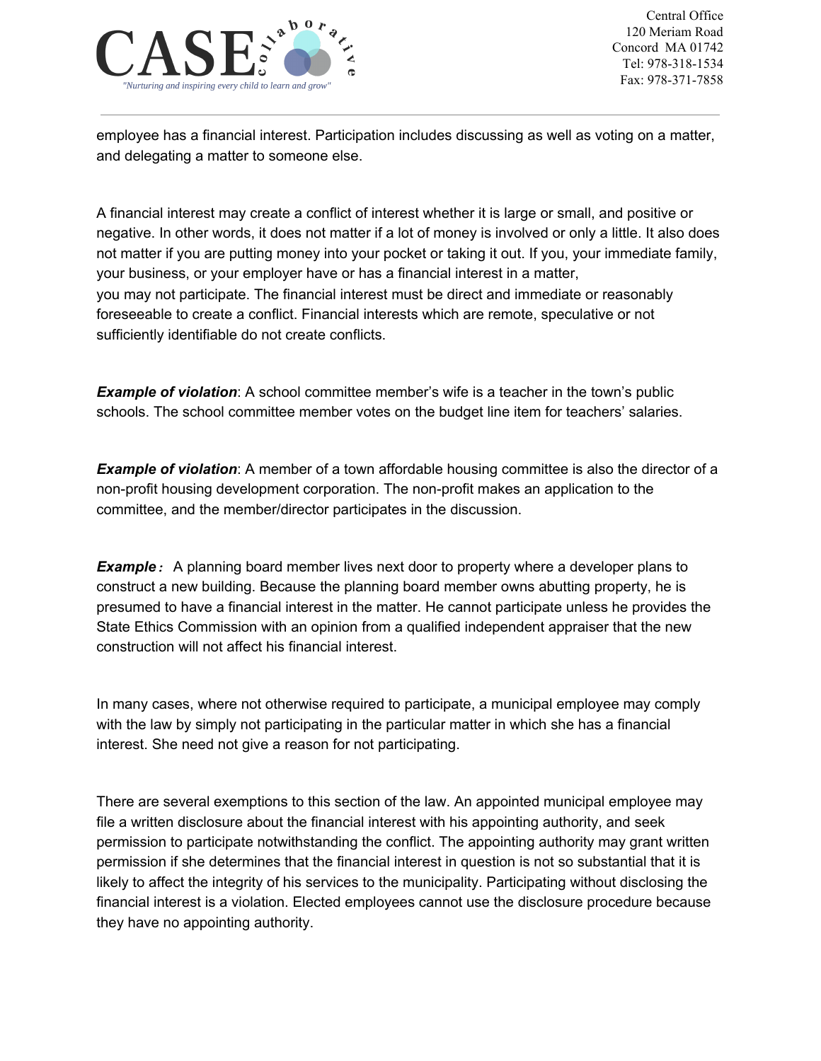employee has a financial interest. Participation includes discussing as well as voting on a matter, and delegating a matter to someone else.

A financial interest may create a conflict of interest whether it is large or small, and positive or negative. In other words, it does not matter if a lot of money is involved or only a little. It also does not matter if you are putting money into your pocket or taking it out. If you, your immediate family, your business, or your employer have or has a financial interest in a matter, you may not participate. The financial interest must be direct and immediate or reasonably foreseeable to create a conflict. Financial interests which are remote, speculative or not sufficiently identifiable do not create conflicts.

***Example of violation***: A school committee member's wife is a teacher in the town's public schools. The school committee member votes on the budget line item for teachers' salaries.

***Example of violation***: A member of a town affordable housing committee is also the director of a non-profit housing development corporation. The non-profit makes an application to the committee, and the member/director participates in the discussion.

***Example:*** A planning board member lives next door to property where a developer plans to construct a new building. Because the planning board member owns abutting property, he is presumed to have a financial interest in the matter. He cannot participate unless he provides the State Ethics Commission with an opinion from a qualified independent appraiser that the new construction will not affect his financial interest.

In many cases, where not otherwise required to participate, a municipal employee may comply with the law by simply not participating in the particular matter in which she has a financial interest. She need not give a reason for not participating.

There are several exemptions to this section of the law. An appointed municipal employee may file a written disclosure about the financial interest with his appointing authority, and seek permission to participate notwithstanding the conflict. The appointing authority may grant written permission if she determines that the financial interest in question is not so substantial that it is likely to affect the integrity of his services to the municipality. Participating without disclosing the financial interest is a violation. Elected employees cannot use the disclosure procedure because they have no appointing authority.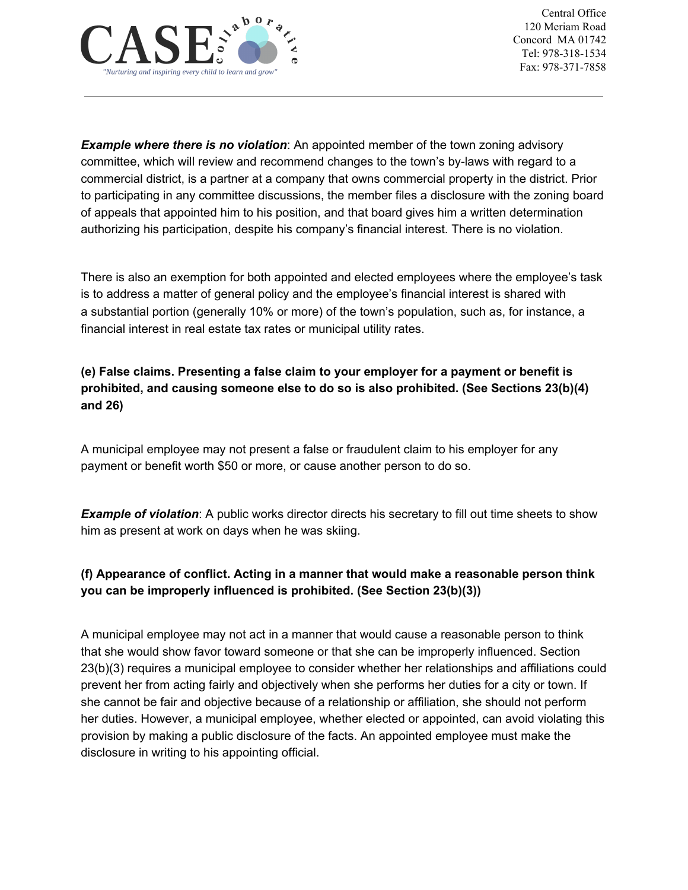***Example where there is no violation***: An appointed member of the town zoning advisory committee, which will review and recommend changes to the town's by-laws with regard to a commercial district, is a partner at a company that owns commercial property in the district. Prior to participating in any committee discussions, the member files a disclosure with the zoning board of appeals that appointed him to his position, and that board gives him a written determination authorizing his participation, despite his company's financial interest. There is no violation.

There is also an exemption for both appointed and elected employees where the employee's task is to address a matter of general policy and the employee's financial interest is shared with a substantial portion (generally 10% or more) of the town's population, such as, for instance, a financial interest in real estate tax rates or municipal utility rates.

**(e) False claims. Presenting a false claim to your employer for a payment or benefit is prohibited, and causing someone else to do so is also prohibited. (See Sections 23(b)(4) and 26)**

A municipal employee may not present a false or fraudulent claim to his employer for any payment or benefit worth $50 or more, or cause another person to do so.

***Example of violation***: A public works director directs his secretary to fill out time sheets to show him as present at work on days when he was skiing.

**(f) Appearance of conflict. Acting in a manner that would make a reasonable person think you can be improperly influenced is prohibited. (See Section 23(b)(3))**

A municipal employee may not act in a manner that would cause a reasonable person to think that she would show favor toward someone or that she can be improperly influenced. Section 23(b)(3) requires a municipal employee to consider whether her relationships and affiliations could prevent her from acting fairly and objectively when she performs her duties for a city or town. If she cannot be fair and objective because of a relationship or affiliation, she should not perform her duties. However, a municipal employee, whether elected or appointed, can avoid violating this provision by making a public disclosure of the facts. An appointed employee must make the disclosure in writing to his appointing official.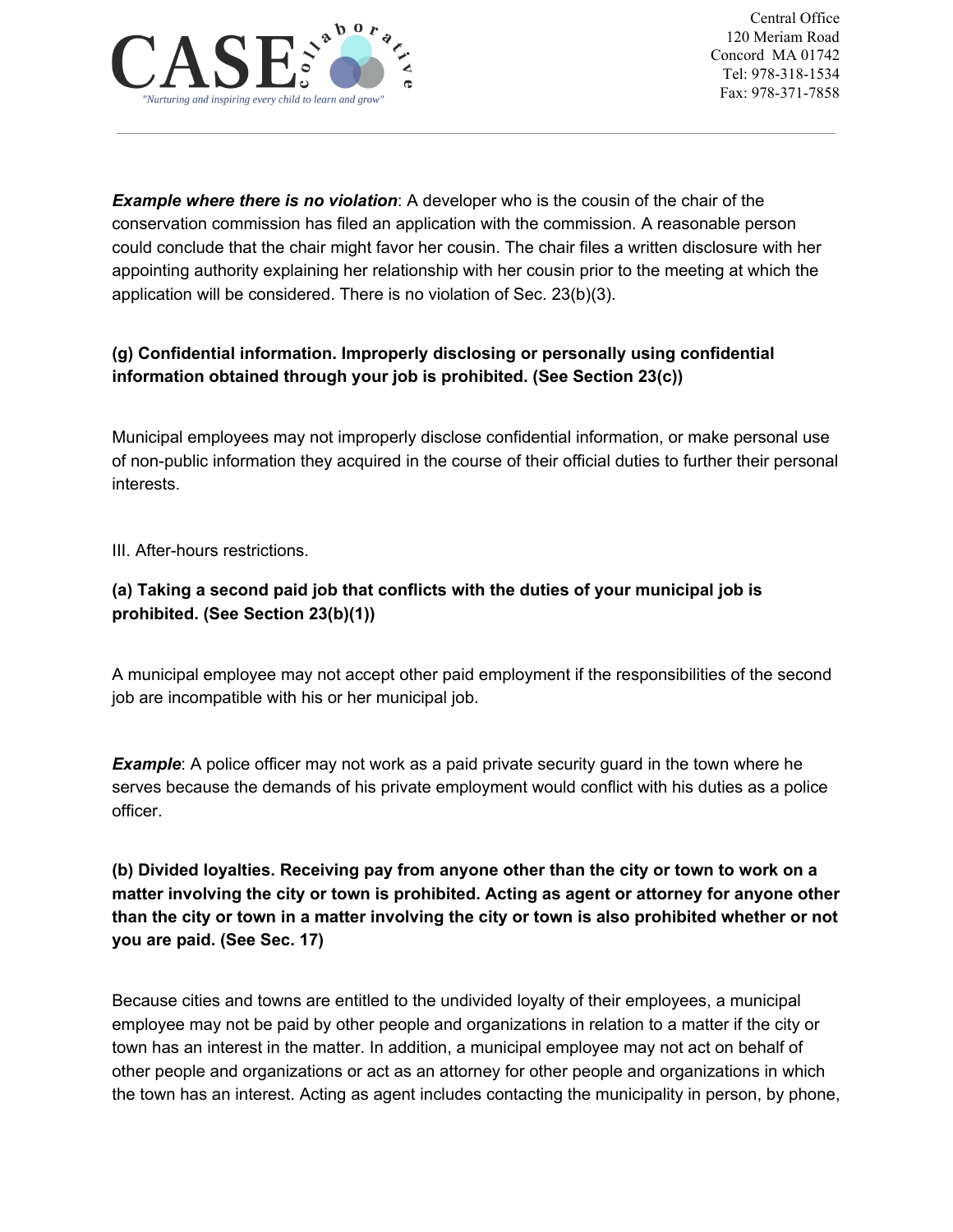***Example where there is no violation***: A developer who is the cousin of the chair of the conservation commission has filed an application with the commission. A reasonable person could conclude that the chair might favor her cousin. The chair files a written disclosure with her appointing authority explaining her relationship with her cousin prior to the meeting at which the application will be considered. There is no violation of Sec. 23(b)(3).

**(g) Confidential information. Improperly disclosing or personally using confidential information obtained through your job is prohibited. (See Section 23(c))**

Municipal employees may not improperly disclose confidential information, or make personal use of non-public information they acquired in the course of their official duties to further their personal interests.

III. After-hours restrictions.

**(a) Taking a second paid job that conflicts with the duties of your municipal job is prohibited. (See Section 23(b)(1))**

A municipal employee may not accept other paid employment if the responsibilities of the second job are incompatible with his or her municipal job.

***Example***: A police officer may not work as a paid private security guard in the town where he serves because the demands of his private employment would conflict with his duties as a police officer.

**(b) Divided loyalties. Receiving pay from anyone other than the city or town to work on a matter involving the city or town is prohibited. Acting as agent or attorney for anyone other than the city or town in a matter involving the city or town is also prohibited whether or not you are paid. (See Sec. 17)**

Because cities and towns are entitled to the undivided loyalty of their employees, a municipal employee may not be paid by other people and organizations in relation to a matter if the city or town has an interest in the matter. In addition, a municipal employee may not act on behalf of other people and organizations or act as an attorney for other people and organizations in which the town has an interest. Acting as agent includes contacting the municipality in person, by phone,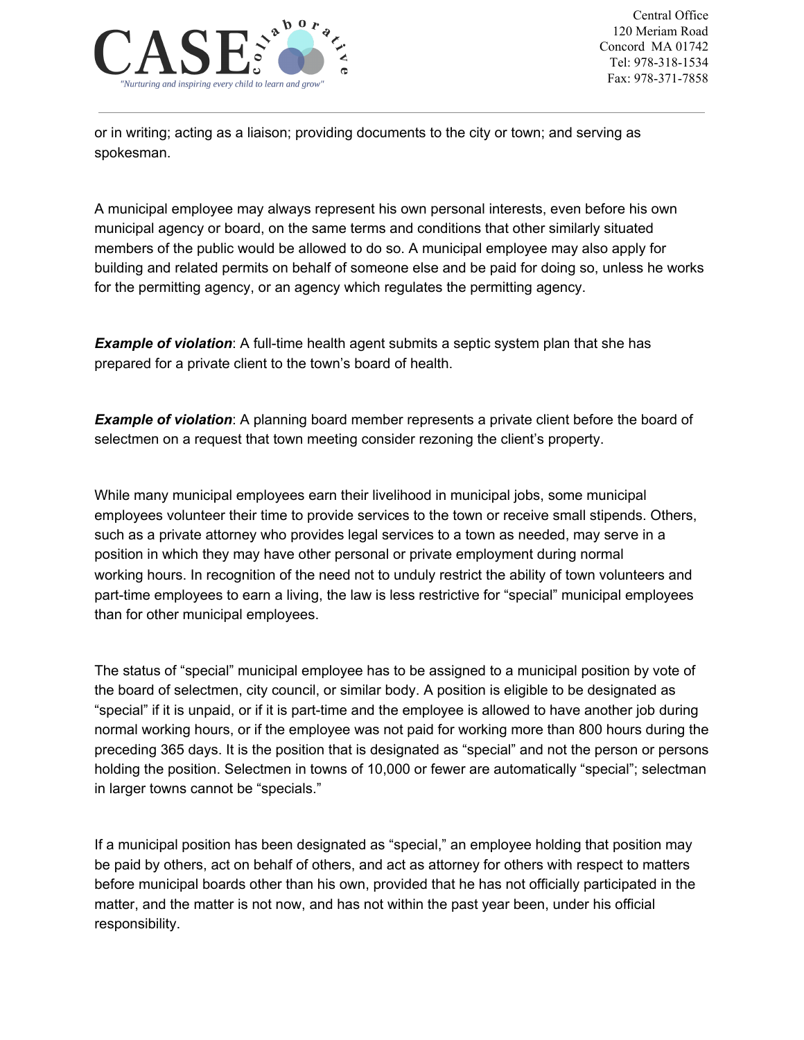or in writing; acting as a liaison; providing documents to the city or town; and serving as spokesman.

A municipal employee may always represent his own personal interests, even before his own municipal agency or board, on the same terms and conditions that other similarly situated members of the public would be allowed to do so. A municipal employee may also apply for building and related permits on behalf of someone else and be paid for doing so, unless he works for the permitting agency, or an agency which regulates the permitting agency.

***Example of violation***: A full-time health agent submits a septic system plan that she has prepared for a private client to the town's board of health.

***Example of violation***: A planning board member represents a private client before the board of selectmen on a request that town meeting consider rezoning the client's property.

While many municipal employees earn their livelihood in municipal jobs, some municipal employees volunteer their time to provide services to the town or receive small stipends. Others, such as a private attorney who provides legal services to a town as needed, may serve in a position in which they may have other personal or private employment during normal working hours. In recognition of the need not to unduly restrict the ability of town volunteers and part-time employees to earn a living, the law is less restrictive for "special" municipal employees than for other municipal employees.

The status of "special" municipal employee has to be assigned to a municipal position by vote of the board of selectmen, city council, or similar body. A position is eligible to be designated as "special" if it is unpaid, or if it is part-time and the employee is allowed to have another job during normal working hours, or if the employee was not paid for working more than 800 hours during the preceding 365 days. It is the position that is designated as "special" and not the person or persons holding the position. Selectmen in towns of 10,000 or fewer are automatically "special"; selectman in larger towns cannot be "specials."

If a municipal position has been designated as "special," an employee holding that position may be paid by others, act on behalf of others, and act as attorney for others with respect to matters before municipal boards other than his own, provided that he has not officially participated in the matter, and the matter is not now, and has not within the past year been, under his official responsibility.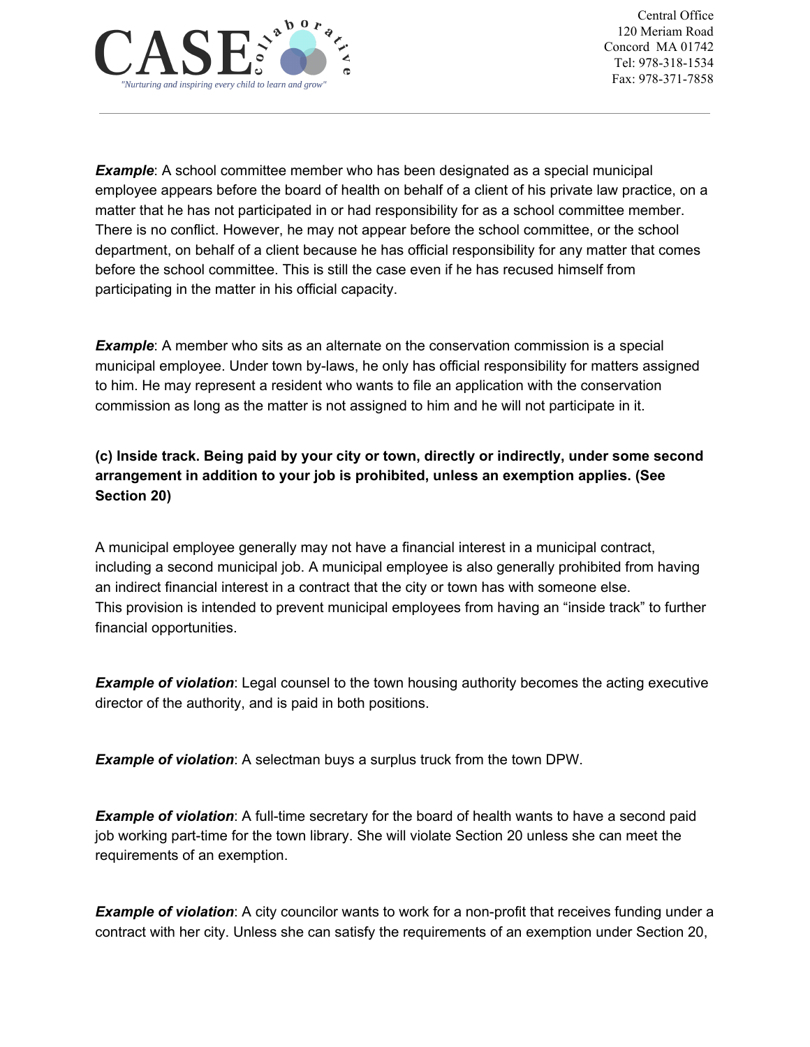***Example***: A school committee member who has been designated as a special municipal employee appears before the board of health on behalf of a client of his private law practice, on a matter that he has not participated in or had responsibility for as a school committee member. There is no conflict. However, he may not appear before the school committee, or the school department, on behalf of a client because he has official responsibility for any matter that comes before the school committee. This is still the case even if he has recused himself from participating in the matter in his official capacity.

***Example***: A member who sits as an alternate on the conservation commission is a special municipal employee. Under town by-laws, he only has official responsibility for matters assigned to him. He may represent a resident who wants to file an application with the conservation commission as long as the matter is not assigned to him and he will not participate in it.

**(c) Inside track. Being paid by your city or town, directly or indirectly, under some second arrangement in addition to your job is prohibited, unless an exemption applies. (See Section 20)**

A municipal employee generally may not have a financial interest in a municipal contract, including a second municipal job. A municipal employee is also generally prohibited from having an indirect financial interest in a contract that the city or town has with someone else. This provision is intended to prevent municipal employees from having an "inside track" to further financial opportunities.

***Example of violation***: Legal counsel to the town housing authority becomes the acting executive director of the authority, and is paid in both positions.

***Example of violation***: A selectman buys a surplus truck from the town DPW.

***Example of violation***: A full-time secretary for the board of health wants to have a second paid job working part-time for the town library. She will violate Section 20 unless she can meet the requirements of an exemption.

***Example of violation***: A city councilor wants to work for a non-profit that receives funding under a contract with her city. Unless she can satisfy the requirements of an exemption under Section 20,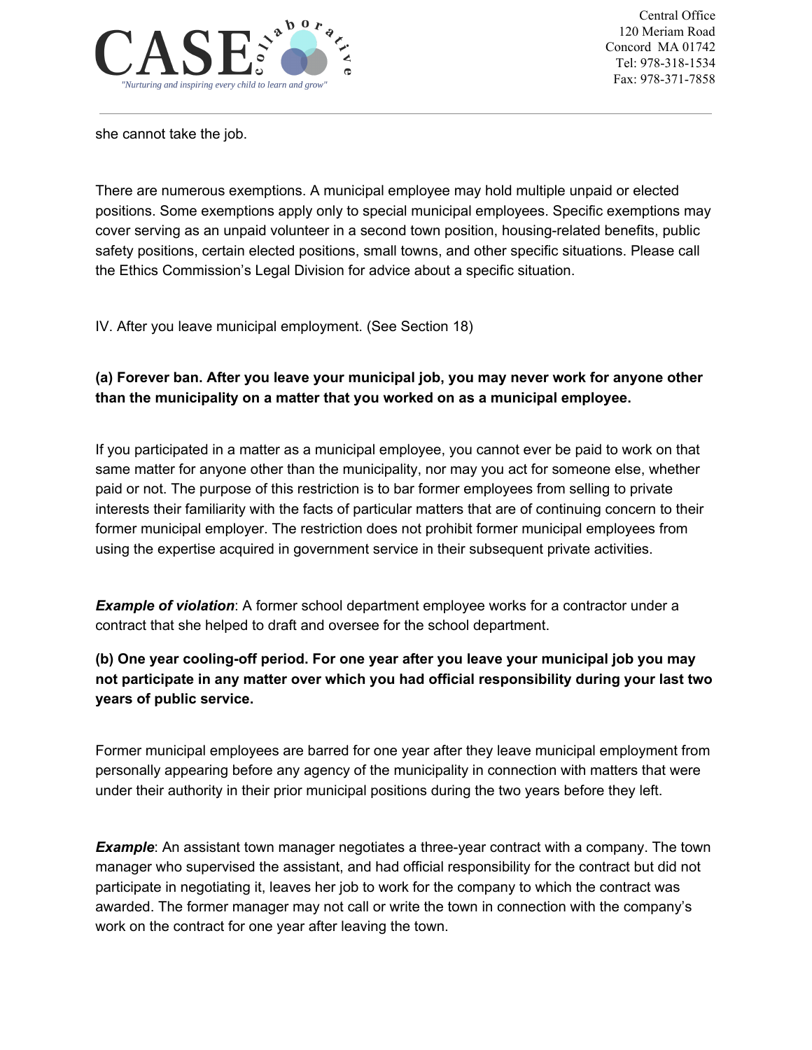she cannot take the job.

There are numerous exemptions. A municipal employee may hold multiple unpaid or elected positions. Some exemptions apply only to special municipal employees. Specific exemptions may cover serving as an unpaid volunteer in a second town position, housing-related benefits, public safety positions, certain elected positions, small towns, and other specific situations. Please call the Ethics Commission's Legal Division for advice about a specific situation.

IV. After you leave municipal employment. (See Section 18)

**(a) Forever ban. After you leave your municipal job, you may never work for anyone other than the municipality on a matter that you worked on as a municipal employee.**

If you participated in a matter as a municipal employee, you cannot ever be paid to work on that same matter for anyone other than the municipality, nor may you act for someone else, whether paid or not. The purpose of this restriction is to bar former employees from selling to private interests their familiarity with the facts of particular matters that are of continuing concern to their former municipal employer. The restriction does not prohibit former municipal employees from using the expertise acquired in government service in their subsequent private activities.

***Example of violation***: A former school department employee works for a contractor under a contract that she helped to draft and oversee for the school department.

**(b) One year cooling-off period. For one year after you leave your municipal job you may not participate in any matter over which you had official responsibility during your last two years of public service.**

Former municipal employees are barred for one year after they leave municipal employment from personally appearing before any agency of the municipality in connection with matters that were under their authority in their prior municipal positions during the two years before they left.

***Example***: An assistant town manager negotiates a three-year contract with a company. The town manager who supervised the assistant, and had official responsibility for the contract but did not participate in negotiating it, leaves her job to work for the company to which the contract was awarded. The former manager may not call or write the town in connection with the company's work on the contract for one year after leaving the town.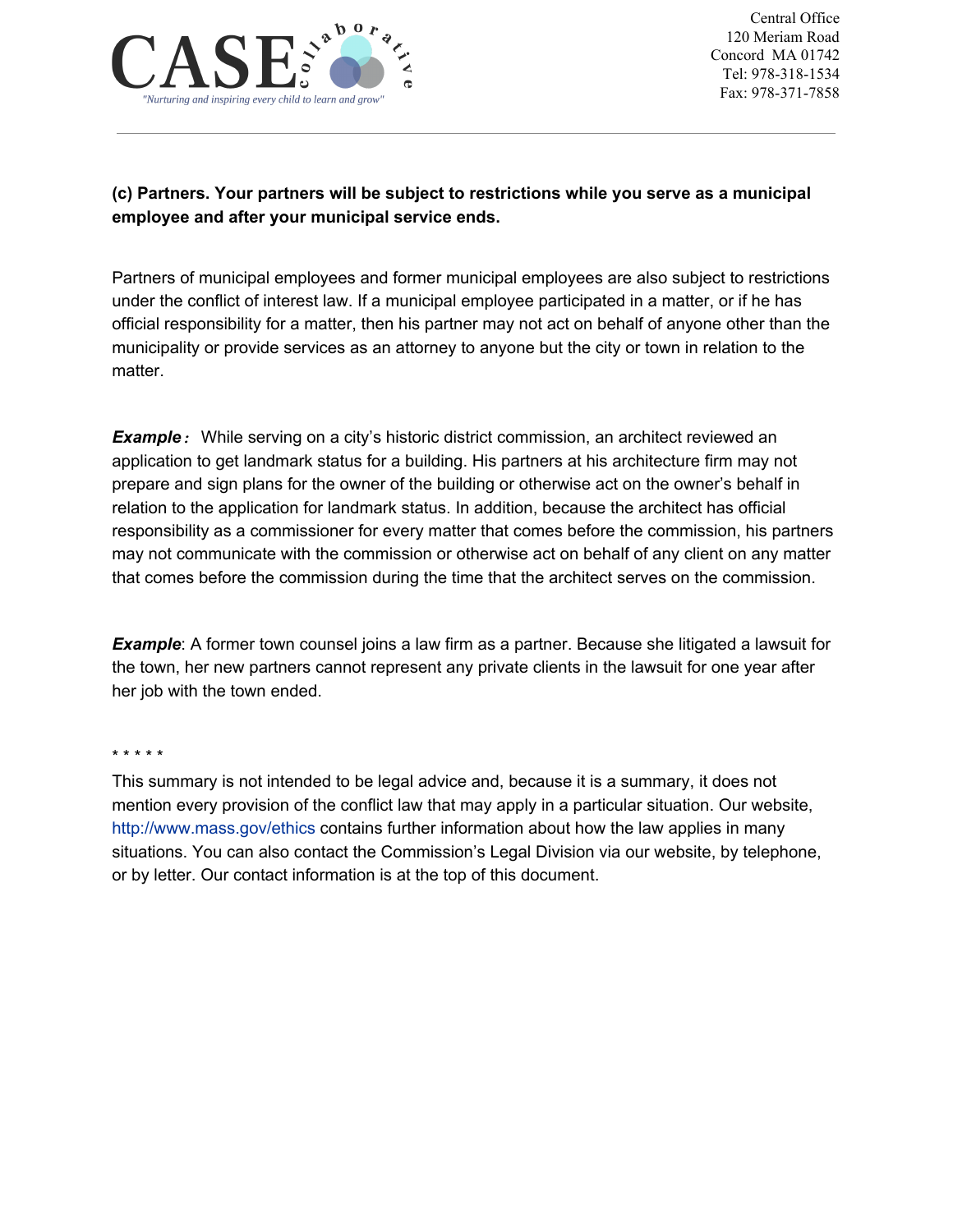**(c) Partners. Your partners will be subject to restrictions while you serve as a municipal employee and after your municipal service ends.**

Partners of municipal employees and former municipal employees are also subject to restrictions under the conflict of interest law. If a municipal employee participated in a matter, or if he has official responsibility for a matter, then his partner may not act on behalf of anyone other than the municipality or provide services as an attorney to anyone but the city or town in relation to the matter.

***Example:*** While serving on a city's historic district commission, an architect reviewed an application to get landmark status for a building. His partners at his architecture firm may not prepare and sign plans for the owner of the building or otherwise act on the owner's behalf in relation to the application for landmark status. In addition, because the architect has official responsibility as a commissioner for every matter that comes before the commission, his partners may not communicate with the commission or otherwise act on behalf of any client on any matter that comes before the commission during the time that the architect serves on the commission.

***Example***: A former town counsel joins a law firm as a partner. Because she litigated a lawsuit for the town, her new partners cannot represent any private clients in the lawsuit for one year after her job with the town ended.

* * * * *

This summary is not intended to be legal advice and, because it is a summary, it does not mention every provision of the conflict law that may apply in a particular situation. Our website, http://www.mass.gov/ethics contains further information about how the law applies in many situations. You can also contact the Commission's Legal Division via our website, by telephone, or by letter. Our contact information is at the top of this document.